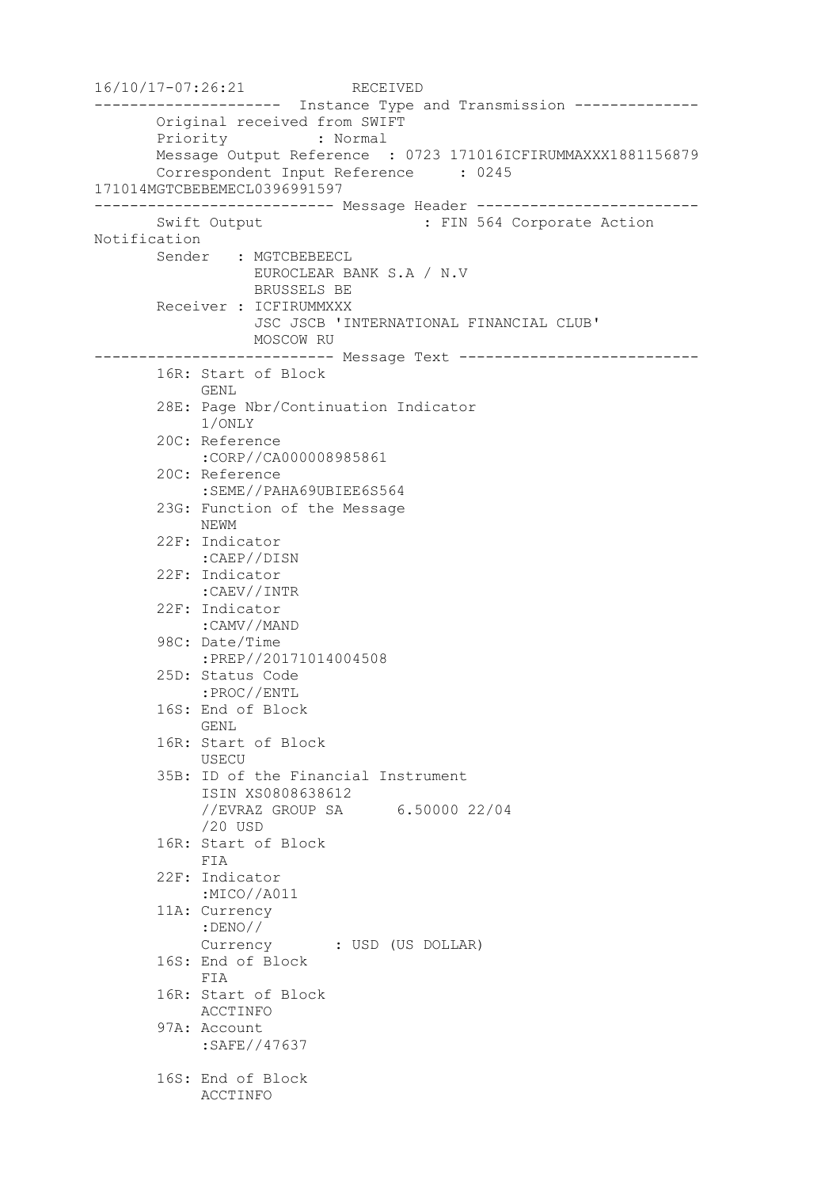```
16/10/17-07:26:21            RECEIVED
---------------------  Instance Type and Transmission --------------
       Original received from SWIFT
       Priority          : Normal
       Message Output Reference  : 0723 171016ICFIRUMMAXXX1881156879
       Correspondent Input Reference     : 0245
171014MGTCBEBEMECL0396991597
--------------------------- Message Header -------------------------
       Swift Output                   : FIN 564 Corporate Action
Notification
       Sender   : MGTCBEBEECL
                  EUROCLEAR BANK S.A / N.V
                  BRUSSELS BE
       Receiver : ICFIRUMMXXX
                  JSC JSCB 'INTERNATIONAL FINANCIAL CLUB'
                  MOSCOW RU
--------------------------- Message Text ---------------------------
       16R: Start of Block
            GENL
       28E: Page Nbr/Continuation Indicator
            1/ONLY
       20C: Reference
            :CORP//CA000008985861
       20C: Reference
            :SEME//PAHA69UBIEE6S564
       23G: Function of the Message
            NEWM
       22F: Indicator
            :CAEP//DISN
       22F: Indicator
            :CAEV//INTR
       22F: Indicator
            :CAMV//MAND
       98C: Date/Time
            :PREP//20171014004508
       25D: Status Code
            :PROC//ENTL
       16S: End of Block
            GENL
       16R: Start of Block
            USECU
       35B: ID of the Financial Instrument
            ISIN XS0808638612
            //EVRAZ GROUP SA      6.50000 22/04
            /20 USD
       16R: Start of Block
            FIA
       22F: Indicator
            :MICO//A011
       11A: Currency
            :DENO//
            Currency       : USD (US DOLLAR)
       16S: End of Block
            FIA
       16R: Start of Block
            ACCTINFO
       97A: Account
            :SAFE//47637

       16S: End of Block
            ACCTINFO
```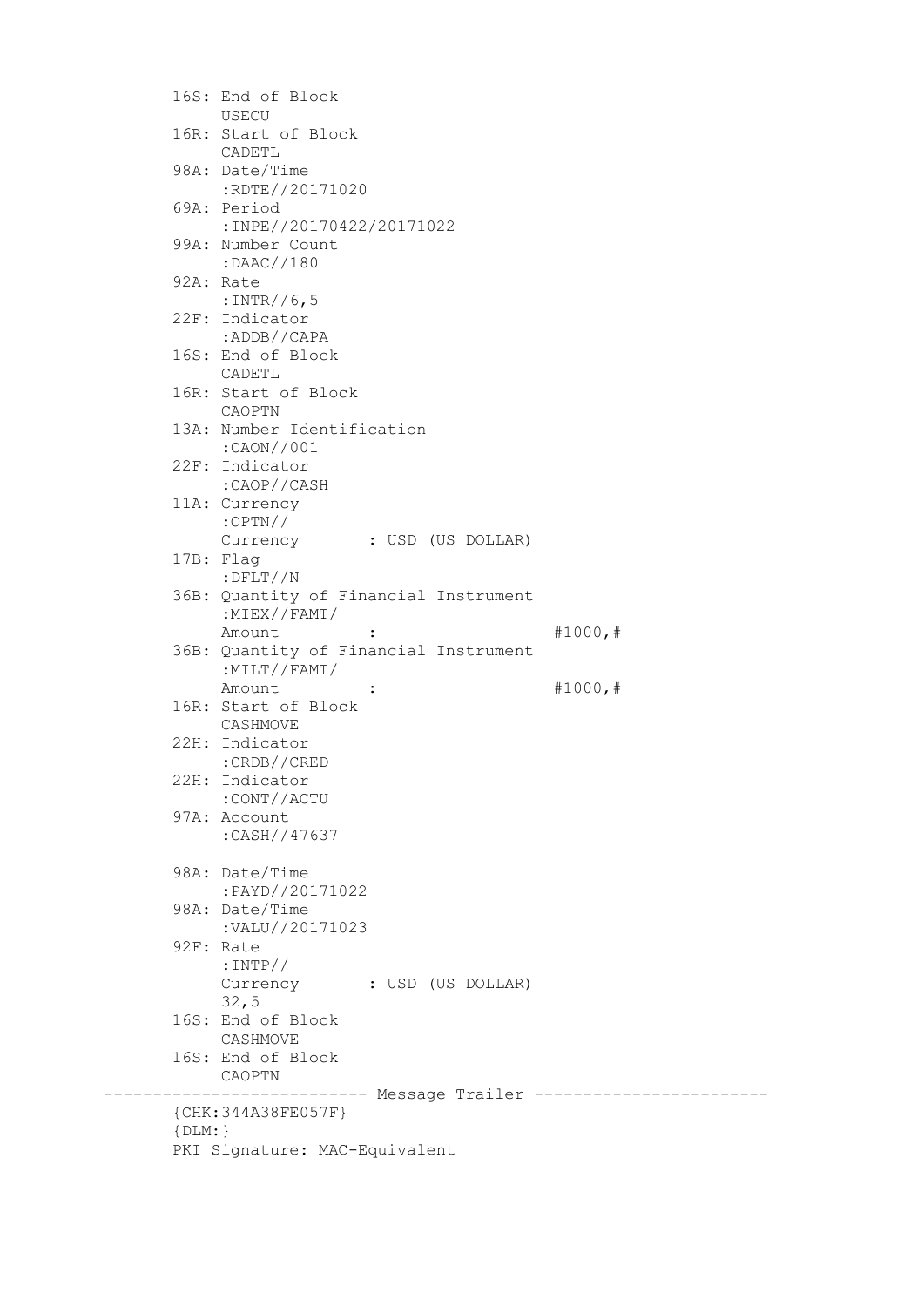```
       16S: End of Block
            USECU
       16R: Start of Block
            CADETL
       98A: Date/Time
            :RDTE//20171020
       69A: Period
            :INPE//20170422/20171022
       99A: Number Count
            :DAAC//180
       92A: Rate
            :INTR//6,5
       22F: Indicator
            :ADDB//CAPA
       16S: End of Block
            CADETL
       16R: Start of Block
            CAOPTN
       13A: Number Identification
            :CAON//001
       22F: Indicator
            :CAOP//CASH
       11A: Currency
            :OPTN//
            Currency       : USD (US DOLLAR)
       17B: Flag
            :DFLT//N
       36B: Quantity of Financial Instrument
            :MIEX//FAMT/
            Amount         :                  #1000,#
       36B: Quantity of Financial Instrument
            :MILT//FAMT/
            Amount         :                  #1000,#
       16R: Start of Block
            CASHMOVE
       22H: Indicator
            :CRDB//CRED
       22H: Indicator
            :CONT//ACTU
       97A: Account
            :CASH//47637

       98A: Date/Time
            :PAYD//20171022
       98A: Date/Time
            :VALU//20171023
       92F: Rate
            :INTP//
            Currency       : USD (US DOLLAR)
            32,5
       16S: End of Block
            CASHMOVE
       16S: End of Block
            CAOPTN
--------------------------- Message Trailer ------------------------
       {CHK:344A38FE057F}
       {DLM:}
       PKI Signature: MAC-Equivalent
```